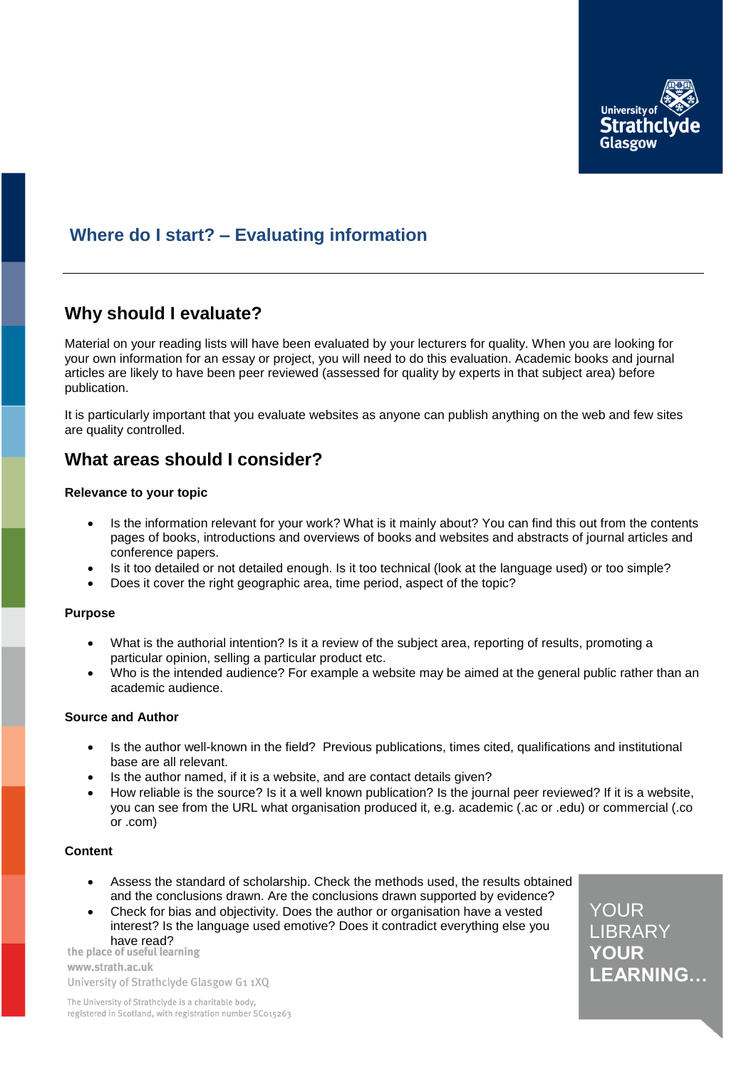# Where do I start? – Evaluating information

## Why should I evaluate?

Material on your reading lists will have been evaluated by your lecturers for quality. When you are looking for your own information for an essay or project, you will need to do this evaluation. Academic books and journal articles are likely to have been peer reviewed (assessed for quality by experts in that subject area) before publication.

It is particularly important that you evaluate websites as anyone can publish anything on the web and few sites are quality controlled.

## What areas should I consider?

**Relevance to your topic**

- Is the information relevant for your work? What is it mainly about? You can find this out from the contents pages of books, introductions and overviews of books and websites and abstracts of journal articles and conference papers.
- Is it too detailed or not detailed enough. Is it too technical (look at the language used) or too simple?
- Does it cover the right geographic area, time period, aspect of the topic?

**Purpose**

- What is the authorial intention? Is it a review of the subject area, reporting of results, promoting a particular opinion, selling a particular product etc.
- Who is the intended audience? For example a website may be aimed at the general public rather than an academic audience.

**Source and Author**

- Is the author well-known in the field? Previous publications, times cited, qualifications and institutional base are all relevant.
- Is the author named, if it is a website, and are contact details given?
- How reliable is the source? Is it a well known publication? Is the journal peer reviewed? If it is a website, you can see from the URL what organisation produced it, e.g. academic (.ac or .edu) or commercial (.co or .com)

**Content**

- Assess the standard of scholarship. Check the methods used, the results obtained and the conclusions drawn. Are the conclusions drawn supported by evidence?
- Check for bias and objectivity. Does the author or organisation have a vested interest? Is the language used emotive? Does it contradict everything else you have read?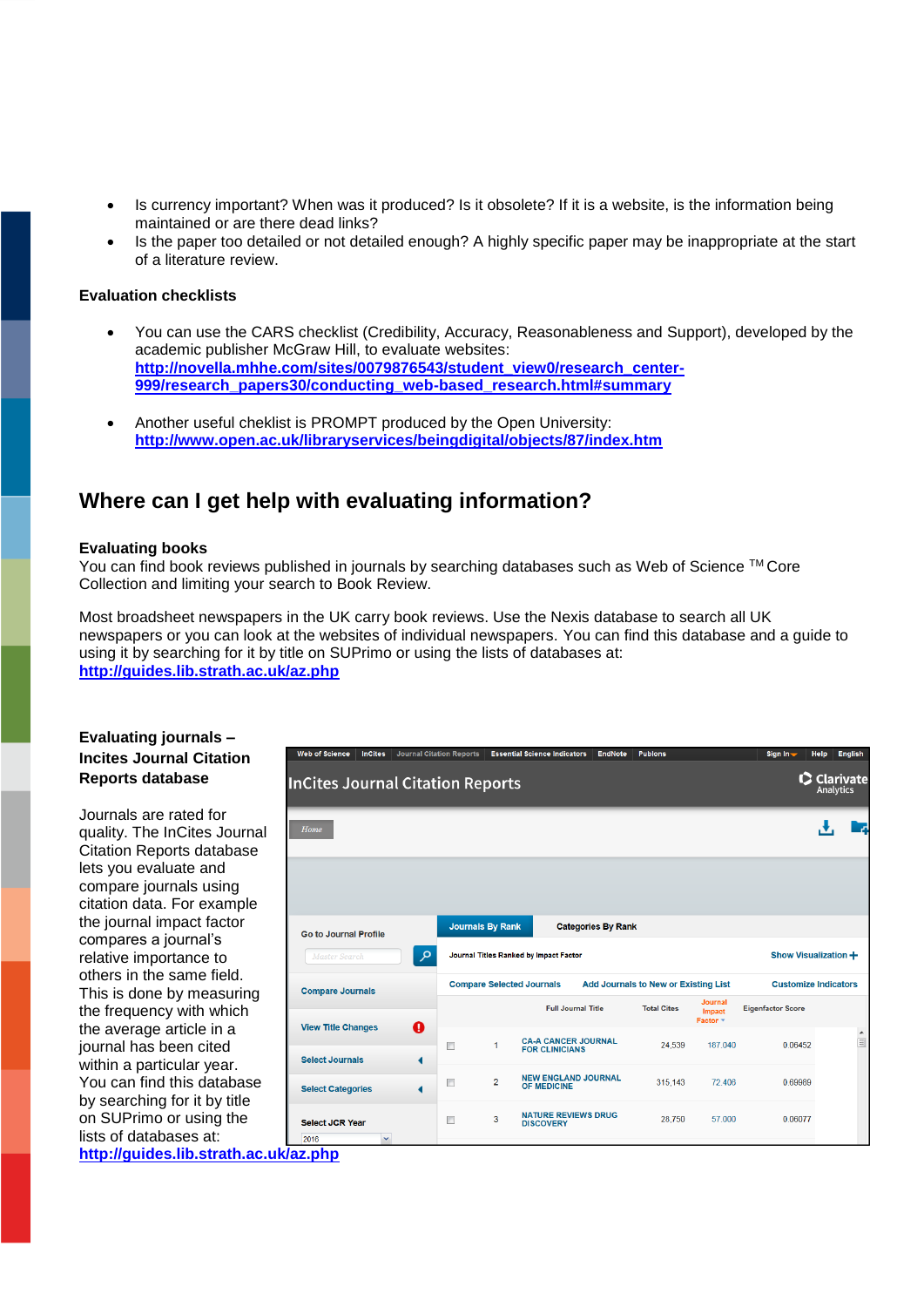- Is currency important? When was it produced? Is it obsolete? If it is a website, is the information being maintained or are there dead links?
- Is the paper too detailed or not detailed enough? A highly specific paper may be inappropriate at the start of a literature review.

**Evaluation checklists**

- You can use the CARS checklist (Credibility, Accuracy, Reasonableness and Support), developed by the academic publisher McGraw Hill, to evaluate websites: **http://novella.mhhe.com/sites/0079876543/student_view0/research_center-999/research_papers30/conducting_web-based_research.html#summary**

- Another useful cheklist is PROMPT produced by the Open University: **http://www.open.ac.uk/libraryservices/beingdigital/objects/87/index.htm**

## Where can I get help with evaluating information?

**Evaluating books**

You can find book reviews published in journals by searching databases such as Web of Science ™ Core Collection and limiting your search to Book Review.

Most broadsheet newspapers in the UK carry book reviews. Use the Nexis database to search all UK newspapers or you can look at the websites of individual newspapers. You can find this database and a guide to using it by searching for it by title on SUPrimo or using the lists of databases at: **http://guides.lib.strath.ac.uk/az.php**

**Evaluating journals – Incites Journal Citation Reports database**

Journals are rated for quality. The InCites Journal Citation Reports database lets you evaluate and compare journals using citation data. For example the journal impact factor compares a journal's relative importance to others in the same field. This is done by measuring the frequency with which the average article in a journal has been cited within a particular year. You can find this database by searching for it by title on SUPrimo or using the lists of databases at: **http://guides.lib.strath.ac.uk/az.php**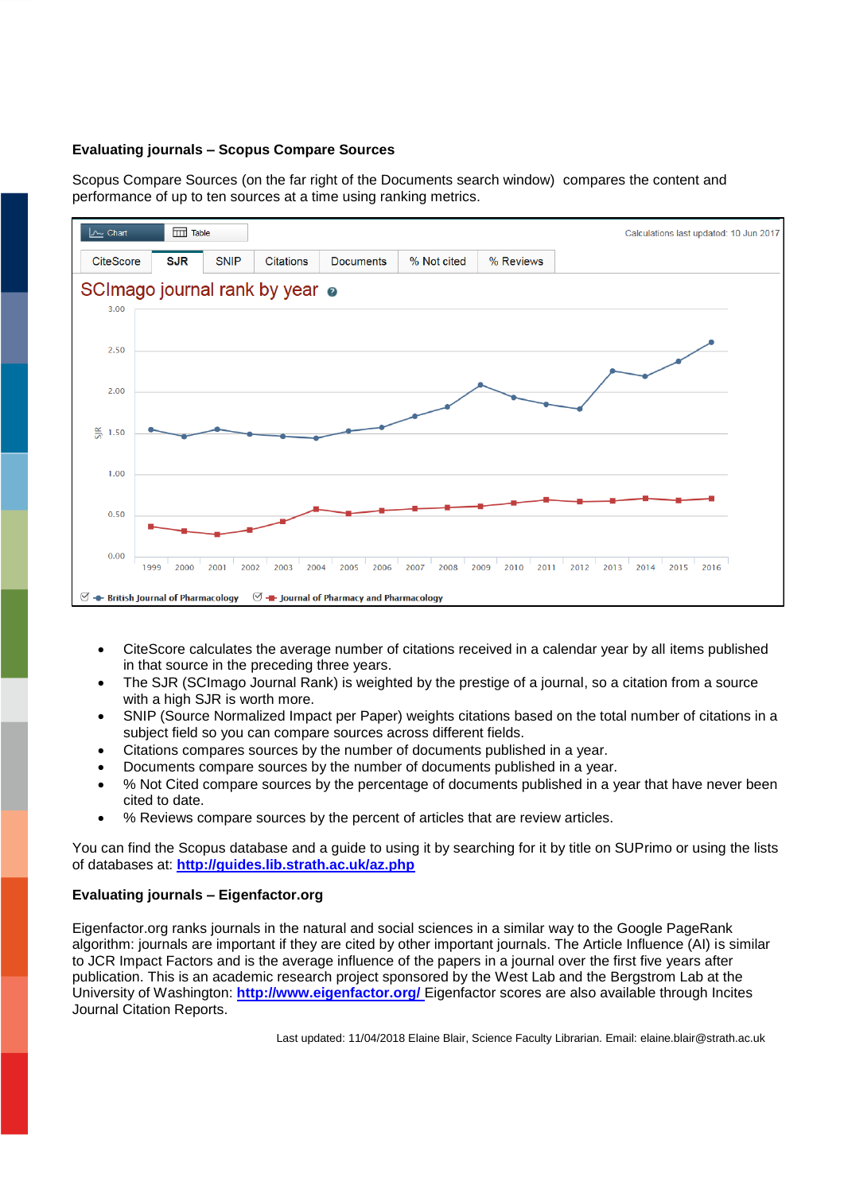**Evaluating journals – Scopus Compare Sources**

Scopus Compare Sources (on the far right of the Documents search window) compares the content and performance of up to ten sources at a time using ranking metrics.

Chart Table

Calculations last updated: 10 Jun 2017

CiteScore SJR SNIP Citations Documents % Not cited % Reviews

SCImago journal rank by year

SJR

3.00
2.50
2.00
1.50
1.00
0.50
0.00

1999 2000 2001 2002 2003 2004 2005 2006 2007 2008 2009 2010 2011 2012 2013 2014 2015 2016

British Journal of Pharmacology
Journal of Pharmacy and Pharmacology

- CiteScore calculates the average number of citations received in a calendar year by all items published in that source in the preceding three years.
- The SJR (SCImago Journal Rank) is weighted by the prestige of a journal, so a citation from a source with a high SJR is worth more.
- SNIP (Source Normalized Impact per Paper) weights citations based on the total number of citations in a subject field so you can compare sources across different fields.
- Citations compares sources by the number of documents published in a year.
- Documents compare sources by the number of documents published in a year.
- % Not Cited compare sources by the percentage of documents published in a year that have never been cited to date.
- % Reviews compare sources by the percent of articles that are review articles.

You can find the Scopus database and a guide to using it by searching for it by title on SUPrimo or using the lists of databases at: **http://guides.lib.strath.ac.uk/az.php**

**Evaluating journals – Eigenfactor.org**

Eigenfactor.org ranks journals in the natural and social sciences in a similar way to the Google PageRank algorithm: journals are important if they are cited by other important journals. The Article Influence (AI) is similar to JCR Impact Factors and is the average influence of the papers in a journal over the first five years after publication. This is an academic research project sponsored by the West Lab and the Bergstrom Lab at the University of Washington: **http://www.eigenfactor.org/** Eigenfactor scores are also available through Incites Journal Citation Reports.

Last updated: 11/04/2018 Elaine Blair, Science Faculty Librarian. Email: elaine.blair@strath.ac.uk